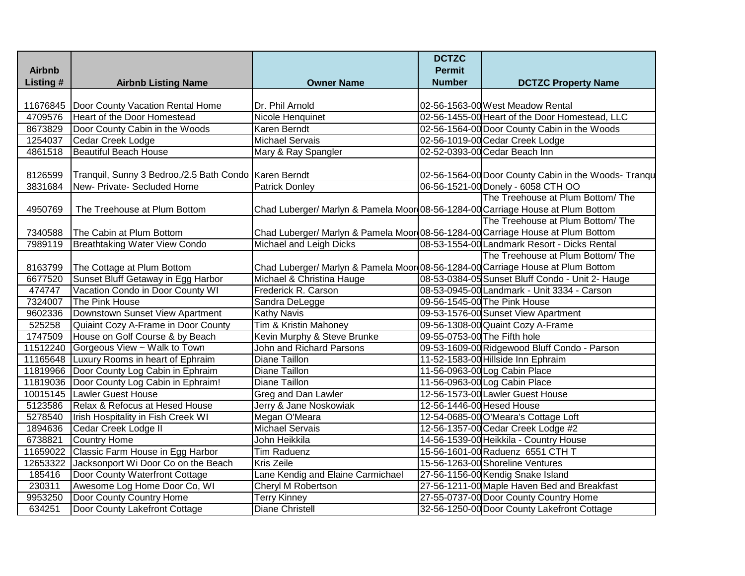| Airbnb Listing # | Airbnb Listing Name | Owner Name | DCTZC Permit Number | DCTZC Property Name |
|---|---|---|---|---|
| 11676845 | Door County Vacation Rental Home | Dr. Phil Arnold | 02-56-1563-00 | West Meadow Rental |
| 4709576 | Heart of the Door Homestead | Nicole Henquinet | 02-56-1455-00 | Heart of the Door Homestead, LLC |
| 8673829 | Door County Cabin in the Woods | Karen Berndt | 02-56-1564-00 | Door County Cabin in the Woods |
| 1254037 | Cedar Creek Lodge | Michael Servais | 02-56-1019-00 | Cedar Creek Lodge |
| 4861518 | Beautiful Beach House | Mary & Ray Spangler | 02-52-0393-00 | Cedar Beach Inn |
| 8126599 | Tranquil, Sunny 3 Bedroo,/2.5 Bath Condo | Karen Berndt | 02-56-1564-00 | Door County Cabin in the Woods- Tranqu |
| 3831684 | New- Private- Secluded Home | Patrick Donley | 06-56-1521-00 | Donely - 6058 CTH OO |
| 4950769 | The Treehouse at Plum Bottom | Chad Luberger/ Marlyn & Pamela Moor | 08-56-1284-00 | The Treehouse at Plum Bottom/ The Carriage House at Plum Bottom |
| 7340588 | The Cabin at Plum Bottom | Chad Luberger/ Marlyn & Pamela Moor | 08-56-1284-00 | The Treehouse at Plum Bottom/ The Carriage House at Plum Bottom |
| 7989119 | Breathtaking Water View Condo | Michael and Leigh Dicks | 08-53-1554-00 | Landmark Resort - Dicks Rental |
| 8163799 | The Cottage at Plum Bottom | Chad Luberger/ Marlyn & Pamela Moor | 08-56-1284-00 | The Treehouse at Plum Bottom/ The Carriage House at Plum Bottom |
| 6677520 | Sunset Bluff Getaway in Egg Harbor | Michael & Christina Hauge | 08-53-0384-05 | Sunset Bluff Condo - Unit 2- Hauge |
| 474747 | Vacation Condo in Door County WI | Frederick R. Carson | 08-53-0945-00 | Landmark - Unit 3334 - Carson |
| 7324007 | The Pink House | Sandra DeLegge | 09-56-1545-00 | The Pink House |
| 9602336 | Downstown Sunset View Apartment | Kathy Navis | 09-53-1576-00 | Sunset View Apartment |
| 525258 | Quiaint Cozy A-Frame in Door County | Tim & Kristin Mahoney | 09-56-1308-00 | Quaint Cozy A-Frame |
| 1747509 | House on Golf Course & by Beach | Kevin Murphy & Steve Brunke | 09-55-0753-00 | The Fifth hole |
| 11512240 | Gorgeous View ~ Walk to Town | John and Richard Parsons | 09-53-1609-00 | Ridgewood Bluff Condo - Parson |
| 11165648 | Luxury Rooms in heart of Ephraim | Diane Taillon | 11-52-1583-00 | Hillside Inn Ephraim |
| 11819966 | Door County Log Cabin in Ephraim | Diane Taillon | 11-56-0963-00 | Log Cabin Place |
| 11819036 | Door County Log Cabin in Ephraim! | Diane Taillon | 11-56-0963-00 | Log Cabin Place |
| 10015145 | Lawler Guest House | Greg and Dan Lawler | 12-56-1573-00 | Lawler Guest House |
| 5123586 | Relax & Refocus at Hesed House | Jerry & Jane Noskowiak | 12-56-1446-00 | Hesed House |
| 5278540 | Irish Hospitality in Fish Creek WI | Megan O'Meara | 12-54-0685-00 | O'Meara's Cottage Loft |
| 1894636 | Cedar Creek Lodge II | Michael Servais | 12-56-1357-00 | Cedar Creek Lodge #2 |
| 6738821 | Country Home | John Heikkila | 14-56-1539-00 | Heikkila - Country House |
| 11659022 | Classic Farm House in Egg Harbor | Tim Raduenz | 15-56-1601-00 | Raduenz 6551 CTH T |
| 12653322 | Jacksonport Wi Door Co on the Beach | Kris Zeile | 15-56-1263-00 | Shoreline Ventures |
| 185416 | Door County Waterfront Cottage | Lane Kendig and Elaine Carmichael | 27-56-1156-00 | Kendig Snake Island |
| 230311 | Awesome Log Home Door Co, WI | Cheryl M Robertson | 27-56-1211-00 | Maple Haven Bed and Breakfast |
| 9953250 | Door County Country Home | Terry Kinney | 27-55-0737-00 | Door County Country Home |
| 634251 | Door County Lakefront Cottage | Diane Christell | 32-56-1250-00 | Door County Lakefront Cottage |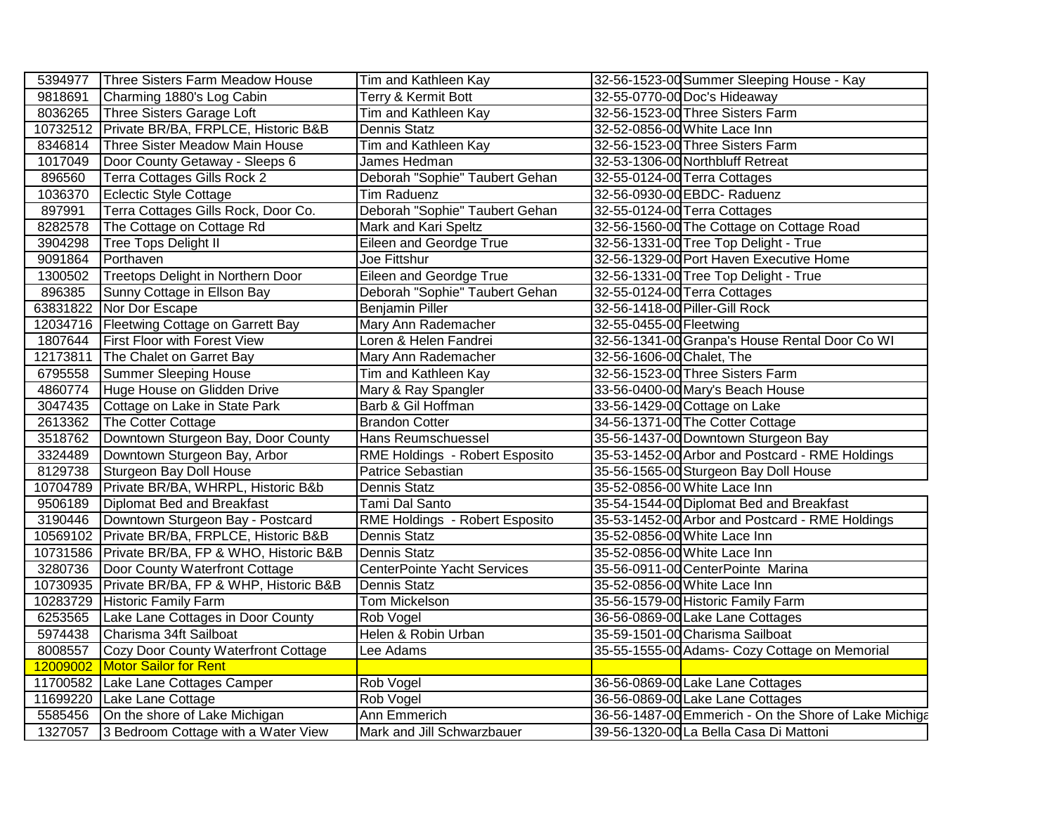| | | | | |
|---|---|---|---|---|
| 5394977 | Three Sisters Farm Meadow House | Tim and Kathleen Kay | 32-56-1523-00 | Summer Sleeping House - Kay |
| 9818691 | Charming 1880's Log Cabin | Terry & Kermit Bott | 32-55-0770-00 | Doc's Hideaway |
| 8036265 | Three Sisters Garage Loft | Tim and Kathleen Kay | 32-56-1523-00 | Three Sisters Farm |
| 10732512 | Private BR/BA, FRPLCE, Historic B&B | Dennis Statz | 32-52-0856-00 | White Lace Inn |
| 8346814 | Three Sister Meadow Main House | Tim and Kathleen Kay | 32-56-1523-00 | Three Sisters Farm |
| 1017049 | Door County Getaway - Sleeps 6 | James Hedman | 32-53-1306-00 | Northbluff Retreat |
| 896560 | Terra Cottages Gills Rock 2 | Deborah "Sophie" Taubert Gehan | 32-55-0124-00 | Terra Cottages |
| 1036370 | Eclectic Style Cottage | Tim Raduenz | 32-56-0930-00 | EBDC- Raduenz |
| 897991 | Terra Cottages Gills Rock, Door Co. | Deborah "Sophie" Taubert Gehan | 32-55-0124-00 | Terra Cottages |
| 8282578 | The Cottage on Cottage Rd | Mark and Kari Speltz | 32-56-1560-00 | The Cottage on Cottage Road |
| 3904298 | Tree Tops Delight II | Eileen and Geordge True | 32-56-1331-00 | Tree Top Delight - True |
| 9091864 | Porthaven | Joe Fittshur | 32-56-1329-00 | Port Haven Executive Home |
| 1300502 | Treetops Delight in Northern Door | Eileen and Geordge True | 32-56-1331-00 | Tree Top Delight - True |
| 896385 | Sunny Cottage in Ellson Bay | Deborah "Sophie" Taubert Gehan | 32-55-0124-00 | Terra Cottages |
| 63831822 | Nor Dor Escape | Benjamin Piller | 32-56-1418-00 | Piller-Gill Rock |
| 12034716 | Fleetwing Cottage on Garrett Bay | Mary Ann Rademacher | 32-55-0455-00 | Fleetwing |
| 1807644 | First Floor with Forest View | Loren & Helen Fandrei | 32-56-1341-00 | Granpa's House Rental Door Co WI |
| 12173811 | The Chalet on Garret Bay | Mary Ann Rademacher | 32-56-1606-00 | Chalet, The |
| 6795558 | Summer Sleeping House | Tim and Kathleen Kay | 32-56-1523-00 | Three Sisters Farm |
| 4860774 | Huge House on Glidden Drive | Mary & Ray Spangler | 33-56-0400-00 | Mary's Beach House |
| 3047435 | Cottage on Lake in State Park | Barb & Gil Hoffman | 33-56-1429-00 | Cottage on Lake |
| 2613362 | The Cotter Cottage | Brandon Cotter | 34-56-1371-00 | The Cotter Cottage |
| 3518762 | Downtown Sturgeon Bay, Door County | Hans Reumschuessel | 35-56-1437-00 | Downtown Sturgeon Bay |
| 3324489 | Downtown Sturgeon Bay, Arbor | RME Holdings - Robert Esposito | 35-53-1452-00 | Arbor and Postcard - RME Holdings |
| 8129738 | Sturgeon Bay Doll House | Patrice Sebastian | 35-56-1565-00 | Sturgeon Bay Doll House |
| 10704789 | Private BR/BA, WHRPL, Historic B&b | Dennis Statz | 35-52-0856-00 | White Lace Inn |
| 9506189 | Diplomat Bed and Breakfast | Tami Dal Santo | 35-54-1544-00 | Diplomat Bed and Breakfast |
| 3190446 | Downtown Sturgeon Bay - Postcard | RME Holdings - Robert Esposito | 35-53-1452-00 | Arbor and Postcard - RME Holdings |
| 10569102 | Private BR/BA, FRPLCE, Historic B&B | Dennis Statz | 35-52-0856-00 | White Lace Inn |
| 10731586 | Private BR/BA, FP & WHO, Historic B&B | Dennis Statz | 35-52-0856-00 | White Lace Inn |
| 3280736 | Door County Waterfront Cottage | CenterPointe Yacht Services | 35-56-0911-00 | CenterPointe Marina |
| 10730935 | Private BR/BA, FP & WHP, Historic B&B | Dennis Statz | 35-52-0856-00 | White Lace Inn |
| 10283729 | Historic Family Farm | Tom Mickelson | 35-56-1579-00 | Historic Family Farm |
| 6253565 | Lake Lane Cottages in Door County | Rob Vogel | 36-56-0869-00 | Lake Lane Cottages |
| 5974438 | Charisma 34ft Sailboat | Helen & Robin Urban | 35-59-1501-00 | Charisma Sailboat |
| 8008557 | Cozy Door County Waterfront Cottage | Lee Adams | 35-55-1555-00 | Adams- Cozy Cottage on Memorial |
| 12009002 | Motor Sailor for Rent | | | |
| 11700582 | Lake Lane Cottages Camper | Rob Vogel | 36-56-0869-00 | Lake Lane Cottages |
| 11699220 | Lake Lane Cottage | Rob Vogel | 36-56-0869-00 | Lake Lane Cottages |
| 5585456 | On the shore of Lake Michigan | Ann Emmerich | 36-56-1487-00 | Emmerich - On the Shore of Lake Michiga |
| 1327057 | 3 Bedroom Cottage with a Water View | Mark and Jill Schwarzbauer | 39-56-1320-00 | La Bella Casa Di Mattoni |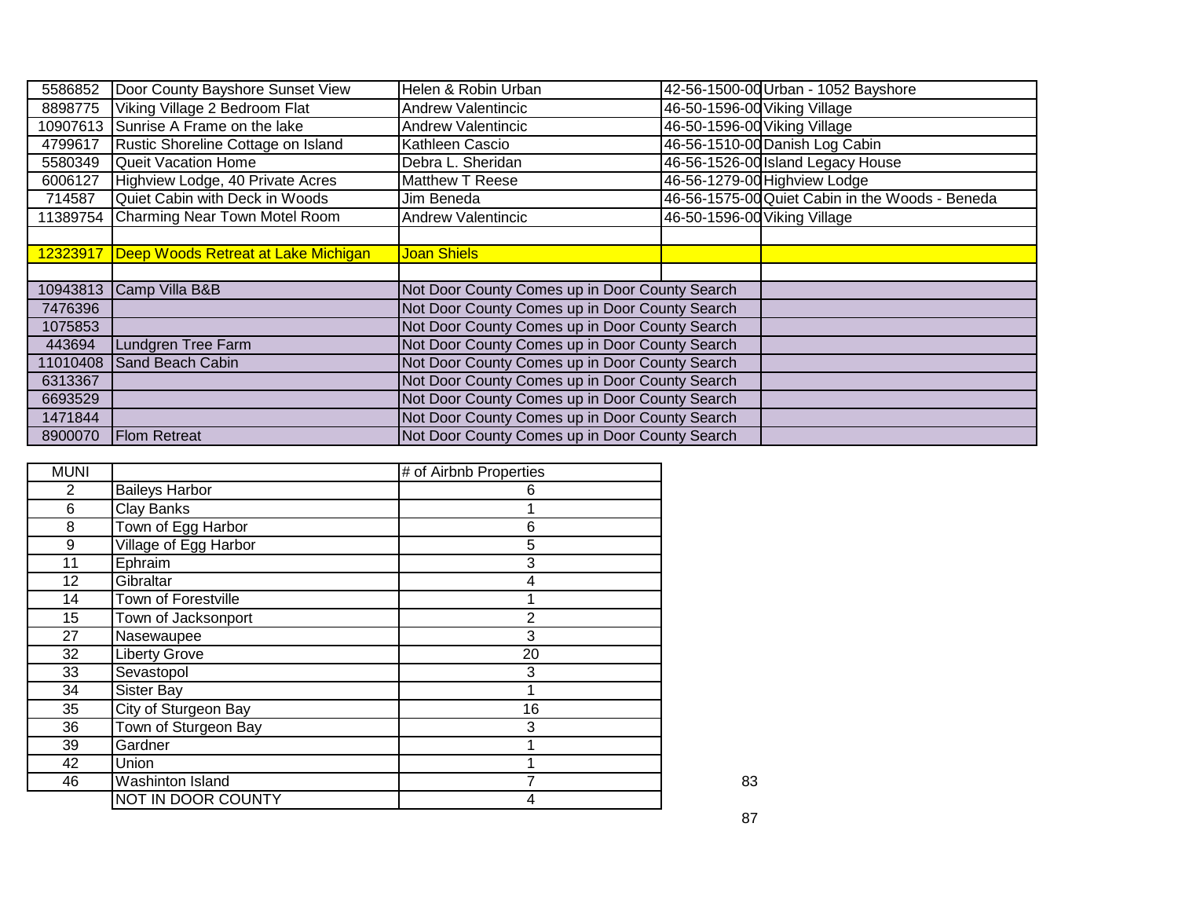| | | | | |
|---|---|---|---|---|
| 5586852 | Door County Bayshore Sunset View | Helen & Robin Urban | 42-56-1500-00 | Urban - 1052 Bayshore |
| 8898775 | Viking Village 2 Bedroom Flat | Andrew Valentincic | 46-50-1596-00 | Viking Village |
| 10907613 | Sunrise A Frame on the lake | Andrew Valentincic | 46-50-1596-00 | Viking Village |
| 4799617 | Rustic Shoreline Cottage on Island | Kathleen Cascio | 46-56-1510-00 | Danish Log Cabin |
| 5580349 | Queit Vacation Home | Debra L. Sheridan | 46-56-1526-00 | Island Legacy House |
| 6006127 | Highview Lodge, 40 Private Acres | Matthew T Reese | 46-56-1279-00 | Highview Lodge |
| 714587 | Quiet Cabin with Deck in Woods | Jim Beneda | 46-56-1575-00 | Quiet Cabin in the Woods - Beneda |
| 11389754 | Charming Near Town Motel Room | Andrew Valentincic | 46-50-1596-00 | Viking Village |
| | | | | |
| 12323917 | Deep Woods Retreat at Lake Michigan | Joan Shiels | | |
| | | | | |
| 10943813 | Camp Villa B&B | Not Door County Comes up in Door County Search | | |
| 7476396 | | Not Door County Comes up in Door County Search | | |
| 1075853 | | Not Door County Comes up in Door County Search | | |
| 443694 | Lundgren Tree Farm | Not Door County Comes up in Door County Search | | |
| 11010408 | Sand Beach Cabin | Not Door County Comes up in Door County Search | | |
| 6313367 | | Not Door County Comes up in Door County Search | | |
| 6693529 | | Not Door County Comes up in Door County Search | | |
| 1471844 | | Not Door County Comes up in Door County Search | | |
| 8900070 | Flom Retreat | Not Door County Comes up in Door County Search | | |

| MUNI | | # of Airbnb Properties | |
|---|---|---|---|
| 2 | Baileys Harbor | 6 | |
| 6 | Clay Banks | 1 | |
| 8 | Town of Egg Harbor | 6 | |
| 9 | Village of Egg Harbor | 5 | |
| 11 | Ephraim | 3 | |
| 12 | Gibraltar | 4 | |
| 14 | Town of Forestville | 1 | |
| 15 | Town of Jacksonport | 2 | |
| 27 | Nasewaupee | 3 | |
| 32 | Liberty Grove | 20 | |
| 33 | Sevastopol | 3 | |
| 34 | Sister Bay | 1 | |
| 35 | City of Sturgeon Bay | 16 | |
| 36 | Town of Sturgeon Bay | 3 | |
| 39 | Gardner | 1 | |
| 42 | Union | 1 | |
| 46 | Washinton Island | 7 | 83 |
| | NOT IN DOOR COUNTY | 4 | |
| | | | 87 |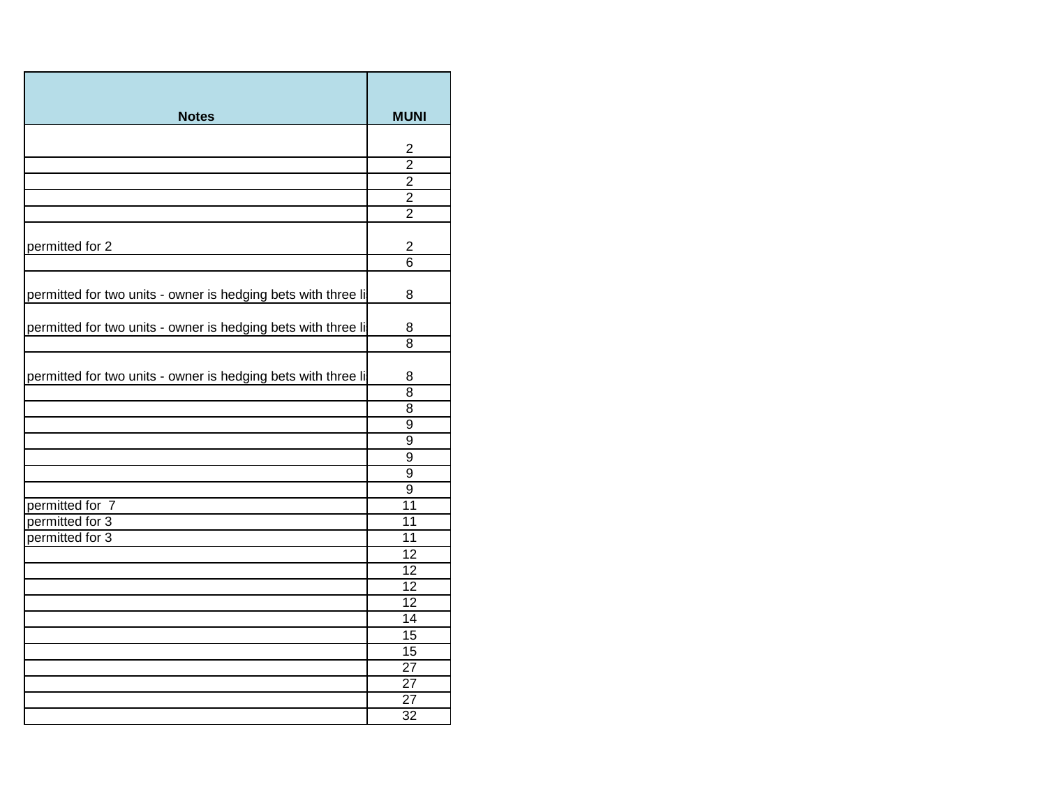| Notes | MUNI |
|---|---|
| | 2 |
| | 2 |
| | 2 |
| | 2 |
| | 2 |
| permitted for 2 | 2 |
| | 6 |
| permitted for two units - owner is hedging bets with three li | 8 |
| permitted for two units - owner is hedging bets with three li | 8 |
| | 8 |
| permitted for two units - owner is hedging bets with three li | 8 |
| | 8 |
| | 8 |
| | 9 |
| | 9 |
| | 9 |
| | 9 |
| | 9 |
| permitted for  7 | 11 |
| permitted for 3 | 11 |
| permitted for 3 | 11 |
| | 12 |
| | 12 |
| | 12 |
| | 12 |
| | 14 |
| | 15 |
| | 15 |
| | 27 |
| | 27 |
| | 27 |
| | 32 |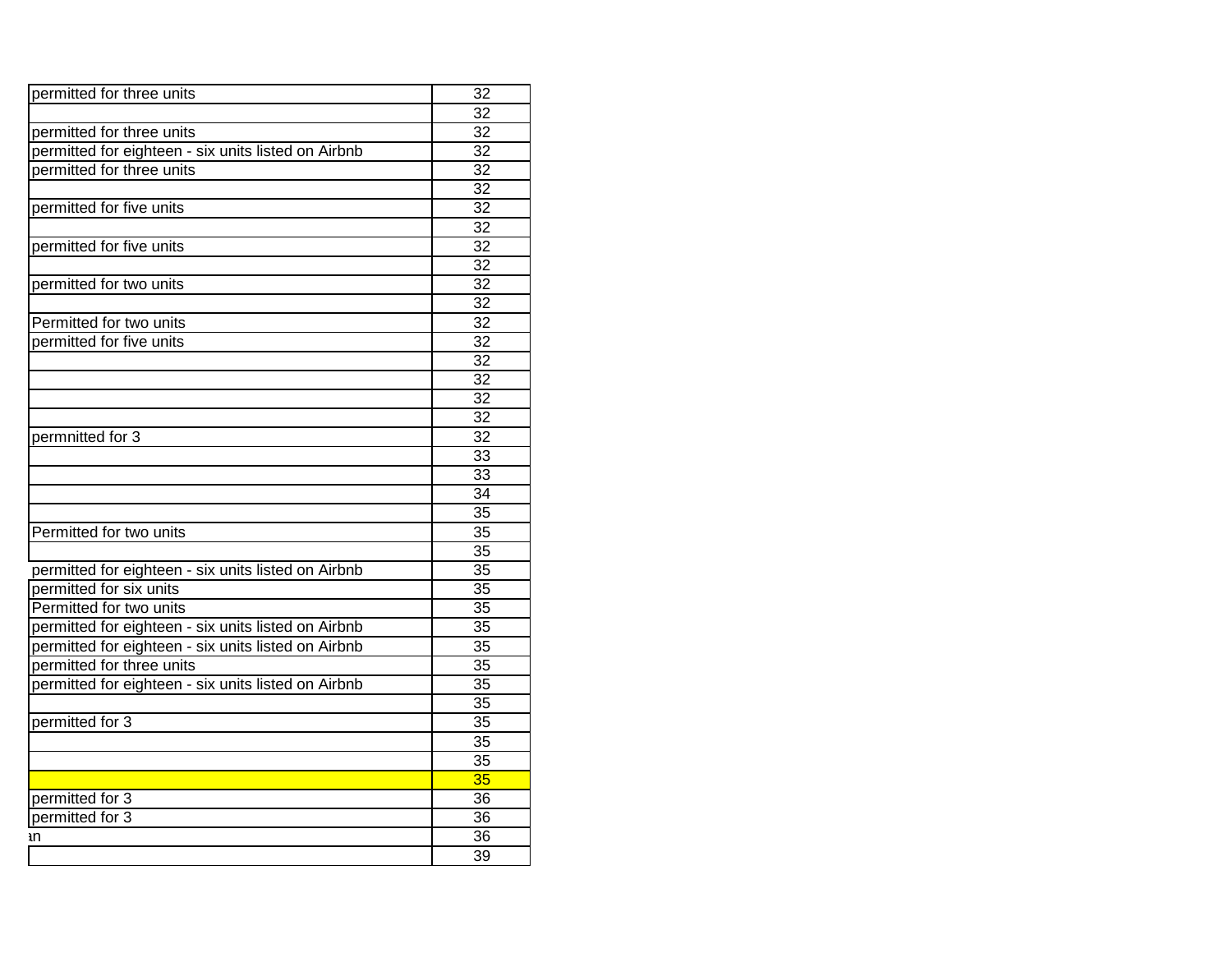| | |
|---|---|
| permitted for three units | 32 |
| | 32 |
| permitted for three units | 32 |
| permitted for eighteen - six units listed on Airbnb | 32 |
| permitted for three units | 32 |
| | 32 |
| permitted for five units | 32 |
| | 32 |
| permitted for five units | 32 |
| | 32 |
| permitted for two units | 32 |
| | 32 |
| Permitted for two units | 32 |
| permitted for five units | 32 |
| | 32 |
| | 32 |
| | 32 |
| | 32 |
| permnitted for 3 | 32 |
| | 33 |
| | 33 |
| | 34 |
| | 35 |
| Permitted for two units | 35 |
| | 35 |
| permitted for eighteen - six units listed on Airbnb | 35 |
| permitted for six units | 35 |
| Permitted for two units | 35 |
| permitted for eighteen - six units listed on Airbnb | 35 |
| permitted for eighteen - six units listed on Airbnb | 35 |
| permitted for three units | 35 |
| permitted for eighteen - six units listed on Airbnb | 35 |
| | 35 |
| permitted for 3 | 35 |
| | 35 |
| | 35 |
| | 35 |
| permitted for 3 | 36 |
| permitted for 3 | 36 |
| an | 36 |
| | 39 |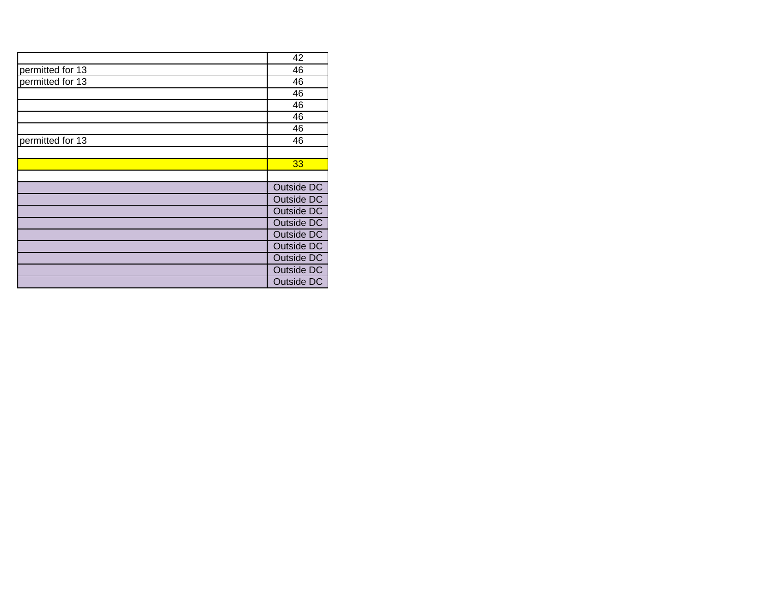| | |
|---|---|
| | 42 |
| permitted for 13 | 46 |
| permitted for 13 | 46 |
| | 46 |
| | 46 |
| | 46 |
| | 46 |
| permitted for 13 | 46 |
| | |
| | 33 |
| | |
| | Outside DC |
| | Outside DC |
| | Outside DC |
| | Outside DC |
| | Outside DC |
| | Outside DC |
| | Outside DC |
| | Outside DC |
| | Outside DC |